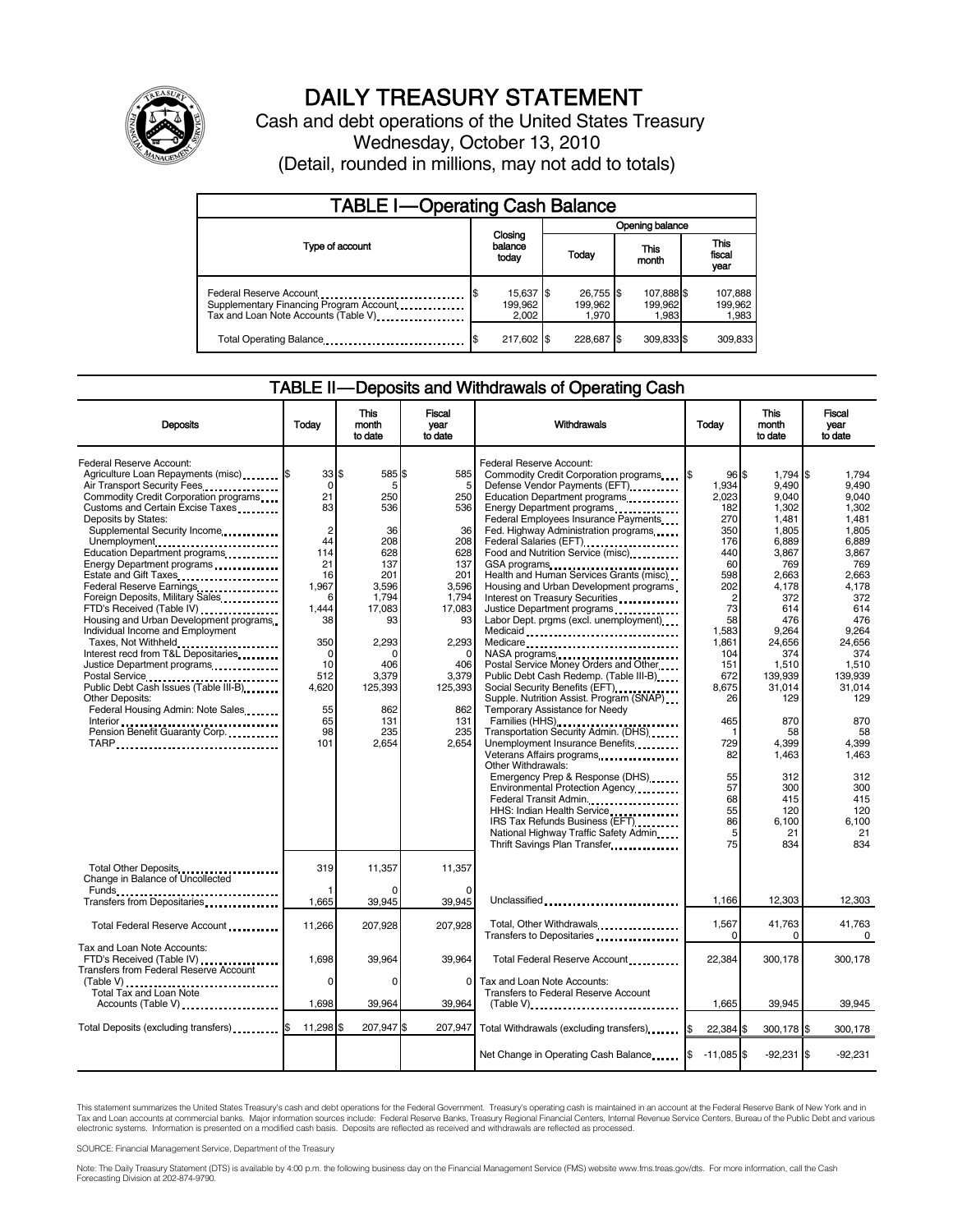# DAILY TREASURY STATEMENT

Cash and debt operations of the United States Treasury
Wednesday, October 13, 2010
(Detail, rounded in millions, may not add to totals)

## TABLE I—Operating Cash Balance

| Type of account | Closing balance today | Opening balance Today | Opening balance This month | Opening balance This fiscal year |
|---|---|---|---|---|
| Federal Reserve Account | $ 15,637 | $ 26,755 | $ 107,888 | $ 107,888 |
| Supplementary Financing Program Account | 199,962 | 199,962 | 199,962 | 199,962 |
| Tax and Loan Note Accounts (Table V) | 2,002 | 1,970 | 1,983 | 1,983 |
| Total Operating Balance | $ 217,602 | $ 228,687 | $ 309,833 | $ 309,833 |

## TABLE II—Deposits and Withdrawals of Operating Cash

| Deposits | Today | This month to date | Fiscal year to date |
|---|---|---|---|
| Federal Reserve Account: | | | |
| Agriculture Loan Repayments (misc) | $ 33 | $ 585 | $ 585 |
| Air Transport Security Fees | 0 | 5 | 5 |
| Commodity Credit Corporation programs | 21 | 250 | 250 |
| Customs and Certain Excise Taxes | 83 | 536 | 536 |
| Deposits by States: | | | |
| Supplemental Security Income | 2 | 36 | 36 |
| Unemployment | 44 | 208 | 208 |
| Education Department programs | 114 | 628 | 628 |
| Energy Department programs | 21 | 137 | 137 |
| Estate and Gift Taxes | 16 | 201 | 201 |
| Federal Reserve Earnings | 1,967 | 3,596 | 3,596 |
| Foreign Deposits, Military Sales | 6 | 1,794 | 1,794 |
| FTD's Received (Table IV) | 1,444 | 17,083 | 17,083 |
| Housing and Urban Development programs | 38 | 93 | 93 |
| Individual Income and Employment Taxes, Not Withheld | 350 | 2,293 | 2,293 |
| Interest recd from T&L Depositaries | 0 | 0 | 0 |
| Justice Department programs | 10 | 406 | 406 |
| Postal Service | 512 | 3,379 | 3,379 |
| Public Debt Cash Issues (Table III-B) | 4,620 | 125,393 | 125,393 |
| Other Deposits: | | | |
| Federal Housing Admin: Note Sales | 55 | 862 | 862 |
| Interior | 65 | 131 | 131 |
| Pension Benefit Guaranty Corp. | 98 | 235 | 235 |
| TARP | 101 | 2,654 | 2,654 |
| Total Other Deposits | 319 | 11,357 | 11,357 |
| Change in Balance of Uncollected Funds | 1 | 0 | 0 |
| Transfers from Depositaries | 1,665 | 39,945 | 39,945 |
| Total Federal Reserve Account | 11,266 | 207,928 | 207,928 |
| Tax and Loan Note Accounts: | | | |
| FTD's Received (Table IV) | 1,698 | 39,964 | 39,964 |
| Transfers from Federal Reserve Account (Table V) | 0 | 0 | 0 |
| Total Tax and Loan Note Accounts (Table V) | 1,698 | 39,964 | 39,964 |
| Total Deposits (excluding transfers) | $ 11,298 | $ 207,947 | $ 207,947 |

| Withdrawals | Today | This month to date | Fiscal year to date |
|---|---|---|---|
| Federal Reserve Account: | | | |
| Commodity Credit Corporation programs | $ 96 | $ 1,794 | $ 1,794 |
| Defense Vendor Payments (EFT) | 1,934 | 9,490 | 9,490 |
| Education Department programs | 2,023 | 9,040 | 9,040 |
| Energy Department programs | 182 | 1,302 | 1,302 |
| Federal Employees Insurance Payments | 270 | 1,481 | 1,481 |
| Fed. Highway Administration programs | 350 | 1,805 | 1,805 |
| Federal Salaries (EFT) | 176 | 6,889 | 6,889 |
| Food and Nutrition Service (misc) | 440 | 3,867 | 3,867 |
| GSA programs | 60 | 769 | 769 |
| Health and Human Services Grants (misc) | 598 | 2,663 | 2,663 |
| Housing and Urban Development programs | 202 | 4,178 | 4,178 |
| Interest on Treasury Securities | 2 | 372 | 372 |
| Justice Department programs | 73 | 614 | 614 |
| Labor Dept. prgms (excl. unemployment) | 58 | 476 | 476 |
| Medicaid | 1,583 | 9,264 | 9,264 |
| Medicare | 1,861 | 24,656 | 24,656 |
| NASA programs | 104 | 374 | 374 |
| Postal Service Money Orders and Other | 151 | 1,510 | 1,510 |
| Public Debt Cash Redemp. (Table III-B) | 672 | 139,939 | 139,939 |
| Social Security Benefits (EFT) | 8,675 | 31,014 | 31,014 |
| Supple. Nutrition Assist. Program (SNAP) | 26 | 129 | 129 |
| Temporary Assistance for Needy Families (HHS) | 465 | 870 | 870 |
| Transportation Security Admin. (DHS) | 1 | 58 | 58 |
| Unemployment Insurance Benefits | 729 | 4,399 | 4,399 |
| Veterans Affairs programs | 82 | 1,463 | 1,463 |
| Other Withdrawals: | | | |
| Emergency Prep & Response (DHS) | 55 | 312 | 312 |
| Environmental Protection Agency | 57 | 300 | 300 |
| Federal Transit Admin. | 68 | 415 | 415 |
| HHS: Indian Health Service | 55 | 120 | 120 |
| IRS Tax Refunds Business (EFT) | 86 | 6,100 | 6,100 |
| National Highway Traffic Safety Admin | 5 | 21 | 21 |
| Thrift Savings Plan Transfer | 75 | 834 | 834 |
| Unclassified | 1,166 | 12,303 | 12,303 |
| Total, Other Withdrawals | 1,567 | 41,763 | 41,763 |
| Transfers to Depositaries | 0 | 0 | 0 |
| Total Federal Reserve Account | 22,384 | 300,178 | 300,178 |
| Tax and Loan Note Accounts: | | | |
| Transfers to Federal Reserve Account (Table V) | 1,665 | 39,945 | 39,945 |
| Total Withdrawals (excluding transfers) | $ 22,384 | $ 300,178 | $ 300,178 |
| Net Change in Operating Cash Balance | $ -11,085 | $ -92,231 | $ -92,231 |

This statement summarizes the United States Treasury's cash and debt operations for the Federal Government. Treasury's operating cash is maintained in an account at the Federal Reserve Bank of New York and in Tax and Loan accounts at commercial banks. Major information sources include: Federal Reserve Banks, Treasury Regional Financial Centers, Internal Revenue Service Centers, Bureau of the Public Debt and various electronic systems. Information is presented on a modified cash basis. Deposits are reflected as received and withdrawals are reflected as processed.

SOURCE: Financial Management Service, Department of the Treasury

Note: The Daily Treasury Statement (DTS) is available by 4:00 p.m. the following business day on the Financial Management Service (FMS) website www.fms.treas.gov/dts. For more information, call the Cash Forecasting Division at 202-874-9790.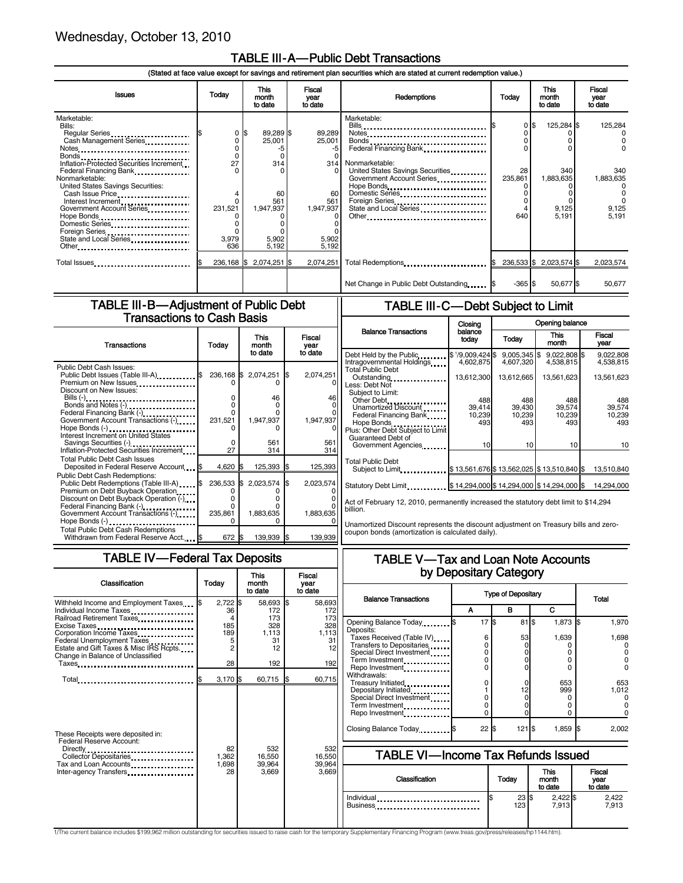Wednesday, October 13, 2010

## TABLE III-A—Public Debt Transactions

(Stated at face value except for savings and retirement plan securities which are stated at current redemption value.)

| Issues | Today | This month to date | Fiscal year to date |
|---|---|---|---|
| Marketable: | | | |
| Bills: | | | |
| Regular Series | $ 0 | $ 89,289 | $ 89,289 |
| Cash Management Series | 0 | 25,001 | 25,001 |
| Notes | 0 | -5 | -5 |
| Bonds | 0 | 0 | 0 |
| Inflation-Protected Securities Increment | 27 | 314 | 314 |
| Federal Financing Bank | 0 | 0 | 0 |
| Nonmarketable: | | | |
| United States Savings Securities: | | | |
| Cash Issue Price | 4 | 60 | 60 |
| Interest Increment | 0 | 561 | 561 |
| Government Account Series | 231,521 | 1,947,937 | 1,947,937 |
| Hope Bonds | 0 | 0 | 0 |
| Domestic Series | 0 | 0 | 0 |
| Foreign Series | 0 | 0 | 0 |
| State and Local Series | 3,979 | 5,902 | 5,902 |
| Other | 636 | 5,192 | 5,192 |
| Total Issues | $ 236,168 | $ 2,074,251 | $ 2,074,251 |

| Redemptions | Today | This month to date | Fiscal year to date |
|---|---|---|---|
| Marketable: | | | |
| Bills | $ 0 | $ 125,284 | $ 125,284 |
| Notes | 0 | 0 | 0 |
| Bonds | 0 | 0 | 0 |
| Federal Financing Bank | 0 | 0 | 0 |
| Nonmarketable: | | | |
| United States Savings Securities | 28 | 340 | 340 |
| Government Account Series | 235,861 | 1,883,635 | 1,883,635 |
| Hope Bonds | 0 | 0 | 0 |
| Domestic Series | 0 | 0 | 0 |
| Foreign Series | 0 | 0 | 0 |
| State and Local Series | 4 | 9,125 | 9,125 |
| Other | 640 | 5,191 | 5,191 |
| Total Redemptions | $ 236,533 | $ 2,023,574 | $ 2,023,574 |
| Net Change in Public Debt Outstanding | $ -365 | $ 50,677 | $ 50,677 |

## TABLE III-B—Adjustment of Public Debt Transactions to Cash Basis

| Transactions | Today | This month to date | Fiscal year to date |
|---|---|---|---|
| Public Debt Cash Issues: | | | |
| Public Debt Issues (Table III-A) | $ 236,168 | $ 2,074,251 | $ 2,074,251 |
| Premium on New Issues | 0 | 0 | 0 |
| Discount on New Issues: | | | |
| Bills (-) | 0 | 46 | 46 |
| Bonds and Notes (-) | 0 | 0 | 0 |
| Federal Financing Bank (-) | 0 | 0 | 0 |
| Government Account Transactions (-) | 231,521 | 1,947,937 | 1,947,937 |
| Hope Bonds (-) | 0 | 0 | 0 |
| Interest Increment on United States Savings Securities (-) | 0 | 561 | 561 |
| Inflation-Protected Securities Increment | 27 | 314 | 314 |
| Total Public Debt Cash Issues Deposited in Federal Reserve Account | $ 4,620 | $ 125,393 | $ 125,393 |
| Public Debt Cash Redemptions: | | | |
| Public Debt Redemptions (Table III-A) | $ 236,533 | $ 2,023,574 | $ 2,023,574 |
| Premium on Debt Buyback Operation | 0 | 0 | 0 |
| Discount on Debt Buyback Operation (-) | 0 | 0 | 0 |
| Federal Financing Bank (-) | 0 | 0 | 0 |
| Government Account Transactions (-) | 235,861 | 1,883,635 | 1,883,635 |
| Hope Bonds (-) | 0 | 0 | 0 |
| Total Public Debt Cash Redemptions Withdrawn from Federal Reserve Acct. | $ 672 | $ 139,939 | $ 139,939 |

## TABLE III-C—Debt Subject to Limit

| Balance Transactions | Closing balance today | Opening balance Today | Opening balance This month | Opening balance Fiscal year |
|---|---|---|---|---|
| Debt Held by the Public | $ [1]9,009,424 | $ 9,005,345 | $ 9,022,808 | $ 9,022,808 |
| Intragovernmental Holdings | 4,602,875 | 4,607,320 | 4,538,815 | 4,538,815 |
| Total Public Debt Outstanding | 13,612,300 | 13,612,665 | 13,561,623 | 13,561,623 |
| Less: Debt Not Subject to Limit: | | | | |
| Other Debt | 488 | 488 | 488 | 488 |
| Unamortized Discount | 39,414 | 39,430 | 39,574 | 39,574 |
| Federal Financing Bank | 10,239 | 10,239 | 10,239 | 10,239 |
| Hope Bonds | 493 | 493 | 493 | 493 |
| Plus: Other Debt Subject to Limit Guaranteed Debt of Government Agencies | 10 | 10 | 10 | 10 |
| Total Public Debt Subject to Limit | $ 13,561,676 | $ 13,562,025 | $ 13,510,840 | $ 13,510,840 |
| Statutory Debt Limit | $ 14,294,000 | $ 14,294,000 | $ 14,294,000 | $ 14,294,000 |

Act of February 12, 2010, permanently increased the statutory debt limit to $14,294 billion.

Unamortized Discount represents the discount adjustment on Treasury bills and zero-coupon bonds (amortization is calculated daily).

## TABLE IV—Federal Tax Deposits

| Classification | Today | This month to date | Fiscal year to date |
|---|---|---|---|
| Withheld Income and Employment Taxes | $ 2,722 | $ 58,693 | $ 58,693 |
| Individual Income Taxes | 36 | 172 | 172 |
| Railroad Retirement Taxes | 4 | 173 | 173 |
| Excise Taxes | 185 | 328 | 328 |
| Corporation Income Taxes | 189 | 1,113 | 1,113 |
| Federal Unemployment Taxes | 5 | 31 | 31 |
| Estate and Gift Taxes & Misc IRS Rcpts. | 2 | 12 | 12 |
| Change in Balance of Unclassified Taxes | 28 | 192 | 192 |
| Total | $ 3,170 | $ 60,715 | $ 60,715 |
| These Receipts were deposited in: | | | |
| Federal Reserve Account: | | | |
| Directly | 82 | 532 | 532 |
| Collector Depositaries | 1,362 | 16,550 | 16,550 |
| Tax and Loan Accounts | 1,698 | 39,964 | 39,964 |
| Inter-agency Transfers | 28 | 3,669 | 3,669 |

## TABLE V—Tax and Loan Note Accounts by Depositary Category

| Balance Transactions | Type of Depositary A | B | C | Total |
|---|---|---|---|---|
| Opening Balance Today | $ 17 | $ 81 | $ 1,873 | $ 1,970 |
| Deposits: | | | | |
| Taxes Received (Table IV) | 6 | 53 | 1,639 | 1,698 |
| Transfers to Depositaries | 0 | 0 | 0 | 0 |
| Special Direct Investment | 0 | 0 | 0 | 0 |
| Term Investment | 0 | 0 | 0 | 0 |
| Repo Investment | 0 | 0 | 0 | 0 |
| Withdrawals: | | | | |
| Treasury Initiated | 0 | 0 | 653 | 653 |
| Depositary Initiated | 1 | 12 | 999 | 1,012 |
| Special Direct Investment | 0 | 0 | 0 | 0 |
| Term Investment | 0 | 0 | 0 | 0 |
| Repo Investment | 0 | 0 | 0 | 0 |
| Closing Balance Today | $ 22 | $ 121 | $ 1,859 | $ 2,002 |

## TABLE VI—Income Tax Refunds Issued

| Classification | Today | This month to date | Fiscal year to date |
|---|---|---|---|
| Individual | $ 23 | $ 2,422 | $ 2,422 |
| Business | 123 | 7,913 | 7,913 |

1/The current balance includes $199,962 million outstanding for securities issued to raise cash for the temporary Supplementary Financing Program (www.treas.gov/press/releases/hp1144.htm).